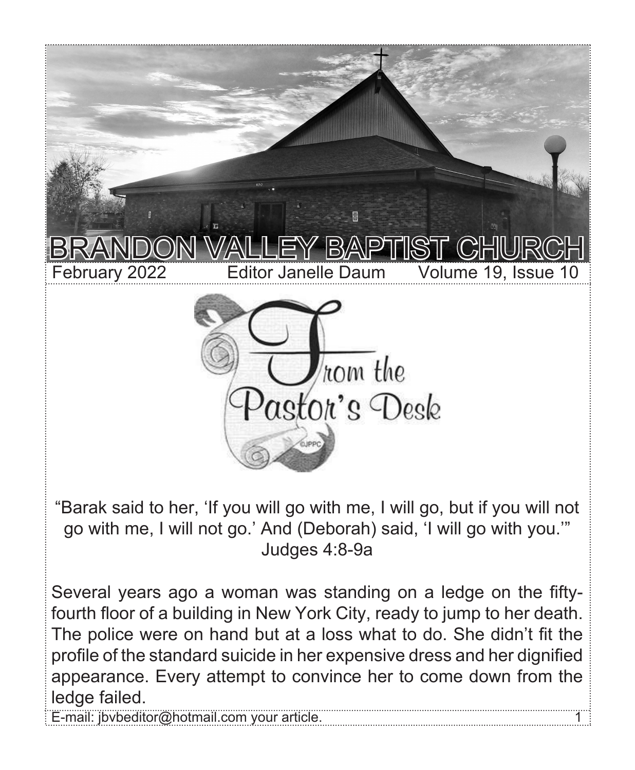# BRANDON VALLEY BAPTIST CHURCH

February 2022 Editor Janelle Daum Volume 19, Issue 10

## From the Pastor's Desk

"Barak said to her, 'If you will go with me, I will go, but if you will not go with me, I will not go.' And (Deborah) said, 'I will go with you.'"
Judges 4:8-9a

Several years ago a woman was standing on a ledge on the fifty-fourth floor of a building in New York City, ready to jump to her death. The police were on hand but at a loss what to do. She didn't fit the profile of the standard suicide in her expensive dress and her dignified appearance. Every attempt to convince her to come down from the ledge failed.

E-mail: jbvbeditor@hotmail.com your article.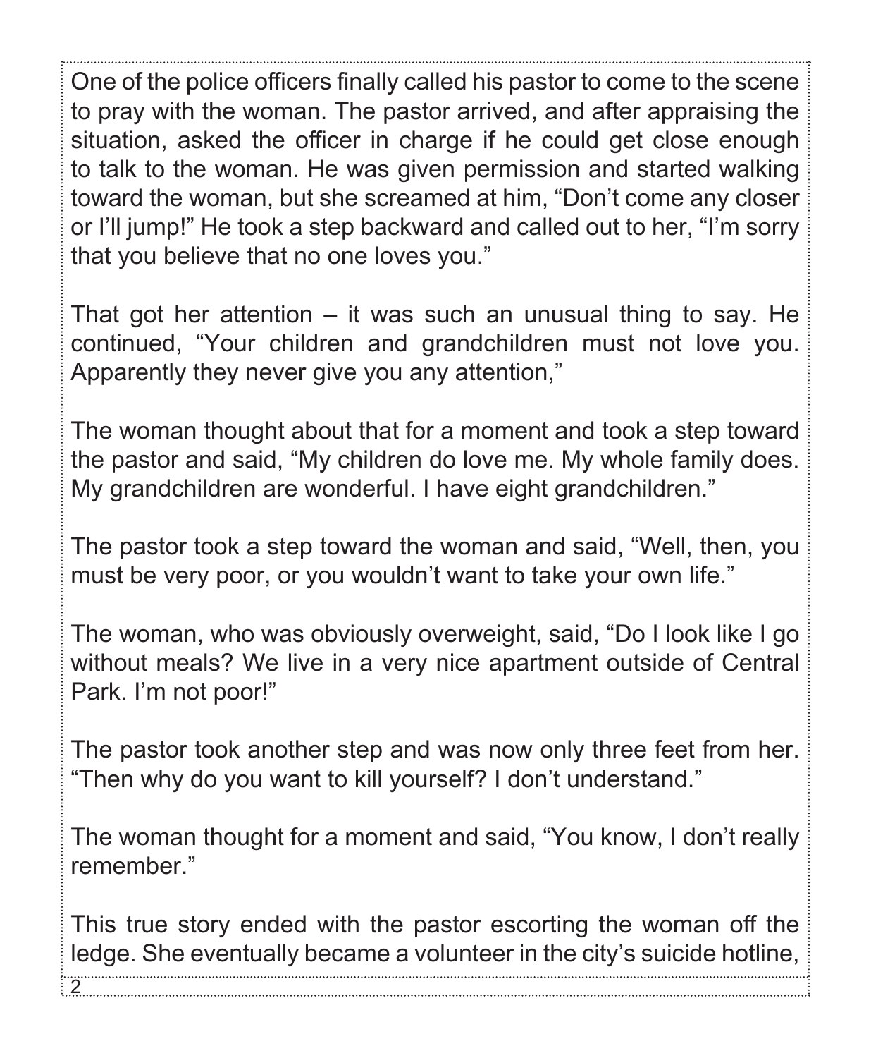One of the police officers finally called his pastor to come to the scene to pray with the woman. The pastor arrived, and after appraising the situation, asked the officer in charge if he could get close enough to talk to the woman. He was given permission and started walking toward the woman, but she screamed at him, “Don’t come any closer or I’ll jump!” He took a step backward and called out to her, “I’m sorry that you believe that no one loves you.”

That got her attention – it was such an unusual thing to say. He continued, “Your children and grandchildren must not love you. Apparently they never give you any attention,”

The woman thought about that for a moment and took a step toward the pastor and said, “My children do love me. My whole family does. My grandchildren are wonderful. I have eight grandchildren.”

The pastor took a step toward the woman and said, “Well, then, you must be very poor, or you wouldn’t want to take your own life.”

The woman, who was obviously overweight, said, “Do I look like I go without meals? We live in a very nice apartment outside of Central Park. I’m not poor!”

The pastor took another step and was now only three feet from her. “Then why do you want to kill yourself? I don’t understand.”

The woman thought for a moment and said, “You know, I don’t really remember.”

This true story ended with the pastor escorting the woman off the ledge. She eventually became a volunteer in the city’s suicide hotline,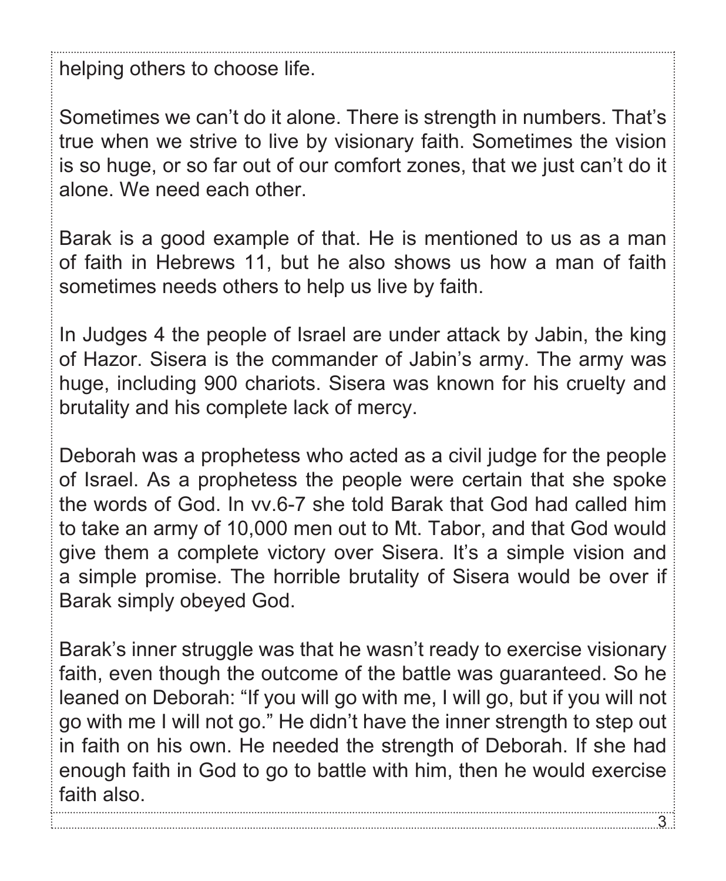helping others to choose life.

Sometimes we can't do it alone. There is strength in numbers. That's true when we strive to live by visionary faith. Sometimes the vision is so huge, or so far out of our comfort zones, that we just can't do it alone. We need each other.

Barak is a good example of that. He is mentioned to us as a man of faith in Hebrews 11, but he also shows us how a man of faith sometimes needs others to help us live by faith.

In Judges 4 the people of Israel are under attack by Jabin, the king of Hazor. Sisera is the commander of Jabin's army. The army was huge, including 900 chariots. Sisera was known for his cruelty and brutality and his complete lack of mercy.

Deborah was a prophetess who acted as a civil judge for the people of Israel. As a prophetess the people were certain that she spoke the words of God. In vv.6-7 she told Barak that God had called him to take an army of 10,000 men out to Mt. Tabor, and that God would give them a complete victory over Sisera. It's a simple vision and a simple promise. The horrible brutality of Sisera would be over if Barak simply obeyed God.

Barak's inner struggle was that he wasn't ready to exercise visionary faith, even though the outcome of the battle was guaranteed. So he leaned on Deborah: "If you will go with me, I will go, but if you will not go with me I will not go." He didn't have the inner strength to step out in faith on his own. He needed the strength of Deborah. If she had enough faith in God to go to battle with him, then he would exercise faith also.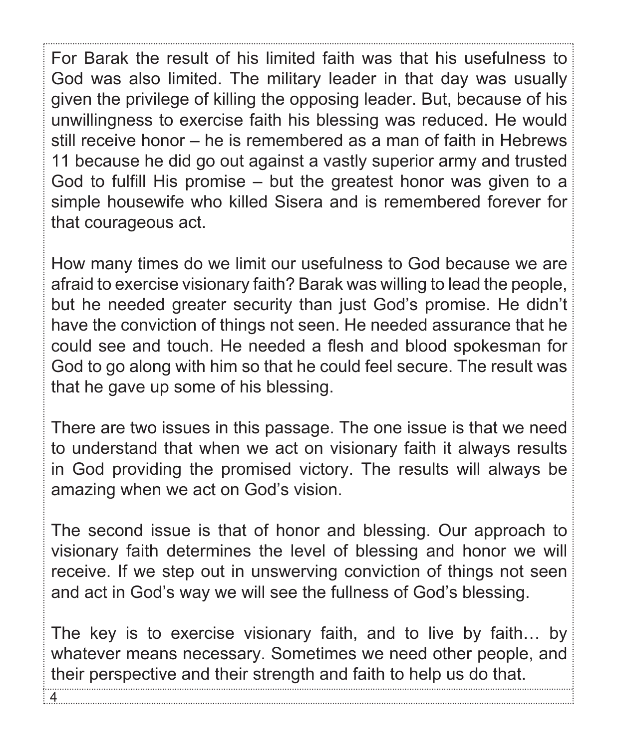For Barak the result of his limited faith was that his usefulness to God was also limited. The military leader in that day was usually given the privilege of killing the opposing leader. But, because of his unwillingness to exercise faith his blessing was reduced. He would still receive honor – he is remembered as a man of faith in Hebrews 11 because he did go out against a vastly superior army and trusted God to fulfill His promise – but the greatest honor was given to a simple housewife who killed Sisera and is remembered forever for that courageous act.

How many times do we limit our usefulness to God because we are afraid to exercise visionary faith? Barak was willing to lead the people, but he needed greater security than just God's promise. He didn't have the conviction of things not seen. He needed assurance that he could see and touch. He needed a flesh and blood spokesman for God to go along with him so that he could feel secure. The result was that he gave up some of his blessing.

There are two issues in this passage. The one issue is that we need to understand that when we act on visionary faith it always results in God providing the promised victory. The results will always be amazing when we act on God's vision.

The second issue is that of honor and blessing. Our approach to visionary faith determines the level of blessing and honor we will receive. If we step out in unswerving conviction of things not seen and act in God's way we will see the fullness of God's blessing.

The key is to exercise visionary faith, and to live by faith… by whatever means necessary. Sometimes we need other people, and their perspective and their strength and faith to help us do that.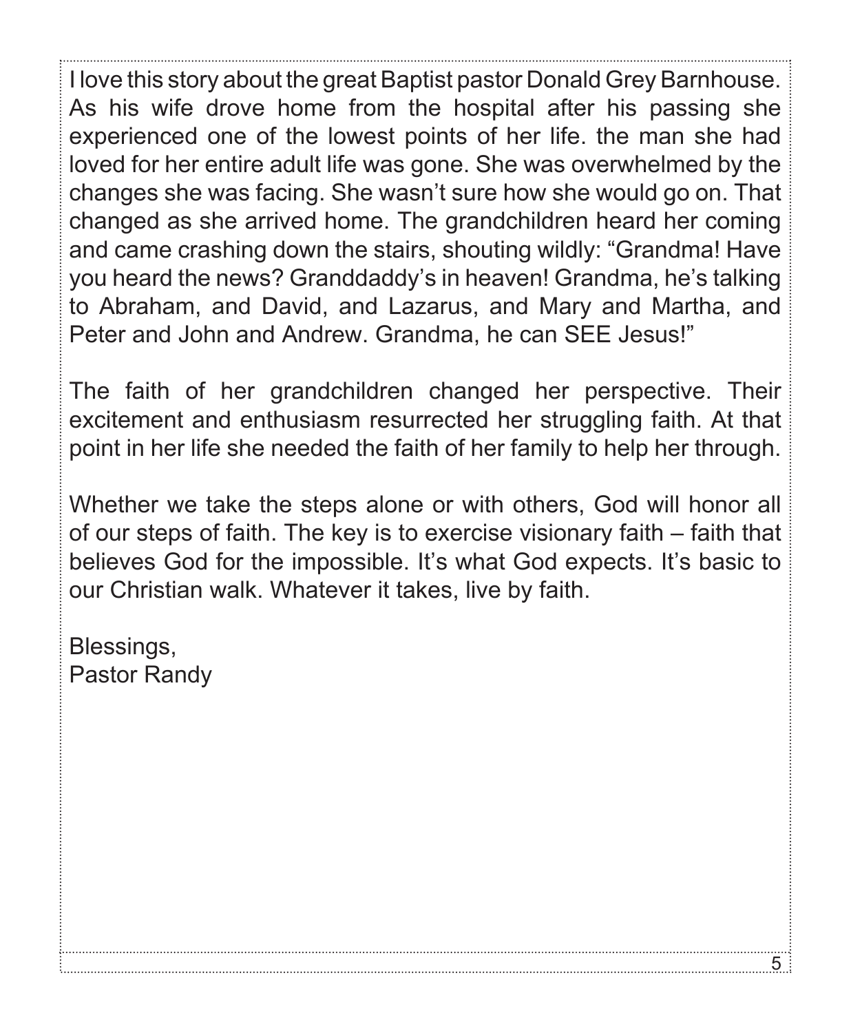I love this story about the great Baptist pastor Donald Grey Barnhouse. As his wife drove home from the hospital after his passing she experienced one of the lowest points of her life. the man she had loved for her entire adult life was gone. She was overwhelmed by the changes she was facing. She wasn't sure how she would go on. That changed as she arrived home. The grandchildren heard her coming and came crashing down the stairs, shouting wildly: "Grandma! Have you heard the news? Granddaddy's in heaven! Grandma, he's talking to Abraham, and David, and Lazarus, and Mary and Martha, and Peter and John and Andrew. Grandma, he can SEE Jesus!"

The faith of her grandchildren changed her perspective. Their excitement and enthusiasm resurrected her struggling faith. At that point in her life she needed the faith of her family to help her through.

Whether we take the steps alone or with others, God will honor all of our steps of faith. The key is to exercise visionary faith – faith that believes God for the impossible. It's what God expects. It's basic to our Christian walk. Whatever it takes, live by faith.

Blessings,  
Pastor Randy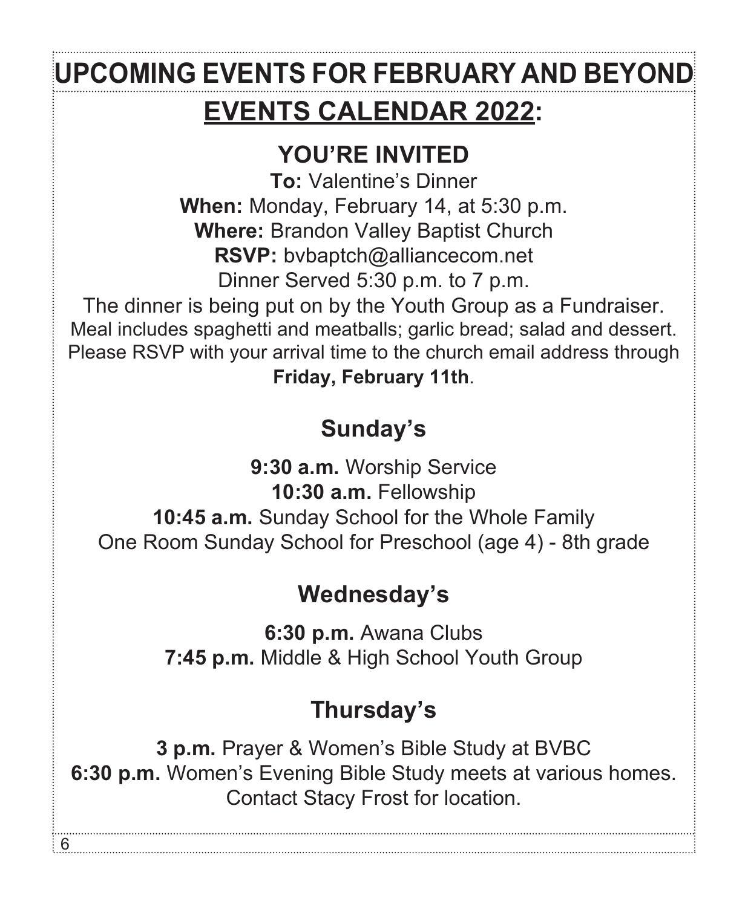# UPCOMING EVENTS FOR FEBRUARY AND BEYOND

## EVENTS CALENDAR 2022:

### YOU'RE INVITED

**To:** Valentine's Dinner
**When:** Monday, February 14, at 5:30 p.m.
**Where:** Brandon Valley Baptist Church
**RSVP:** bvbaptch@alliancecom.net
Dinner Served 5:30 p.m. to 7 p.m.

The dinner is being put on by the Youth Group as a Fundraiser.
Meal includes spaghetti and meatballs; garlic bread; salad and dessert.
Please RSVP with your arrival time to the church email address through **Friday, February 11th**.

### Sunday's

**9:30 a.m.** Worship Service
**10:30 a.m.** Fellowship
**10:45 a.m.** Sunday School for the Whole Family
One Room Sunday School for Preschool (age 4) - 8th grade

### Wednesday's

**6:30 p.m.** Awana Clubs
**7:45 p.m.** Middle & High School Youth Group

### Thursday's

**3 p.m.** Prayer & Women's Bible Study at BVBC
**6:30 p.m.** Women's Evening Bible Study meets at various homes.
Contact Stacy Frost for location.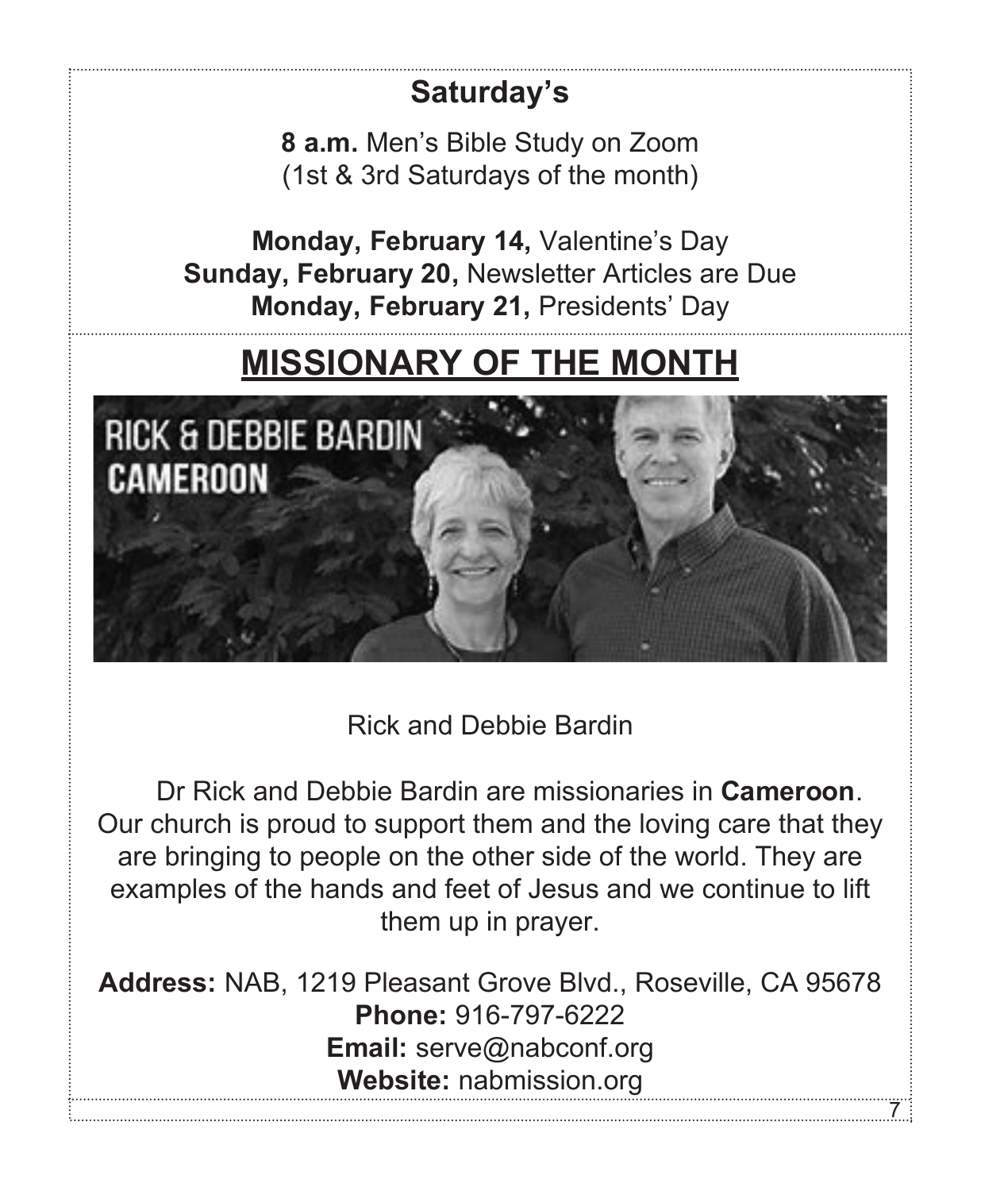## Saturday's

**8 a.m.** Men's Bible Study on Zoom
(1st & 3rd Saturdays of the month)

**Monday, February 14,** Valentine's Day
**Sunday, February 20,** Newsletter Articles are Due
**Monday, February 21,** Presidents' Day

## MISSIONARY OF THE MONTH

Rick and Debbie Bardin

Dr Rick and Debbie Bardin are missionaries in **Cameroon**. Our church is proud to support them and the loving care that they are bringing to people on the other side of the world. They are examples of the hands and feet of Jesus and we continue to lift them up in prayer.

**Address:** NAB, 1219 Pleasant Grove Blvd., Roseville, CA 95678
**Phone:** 916-797-6222
**Email:** serve@nabconf.org
**Website:** nabmission.org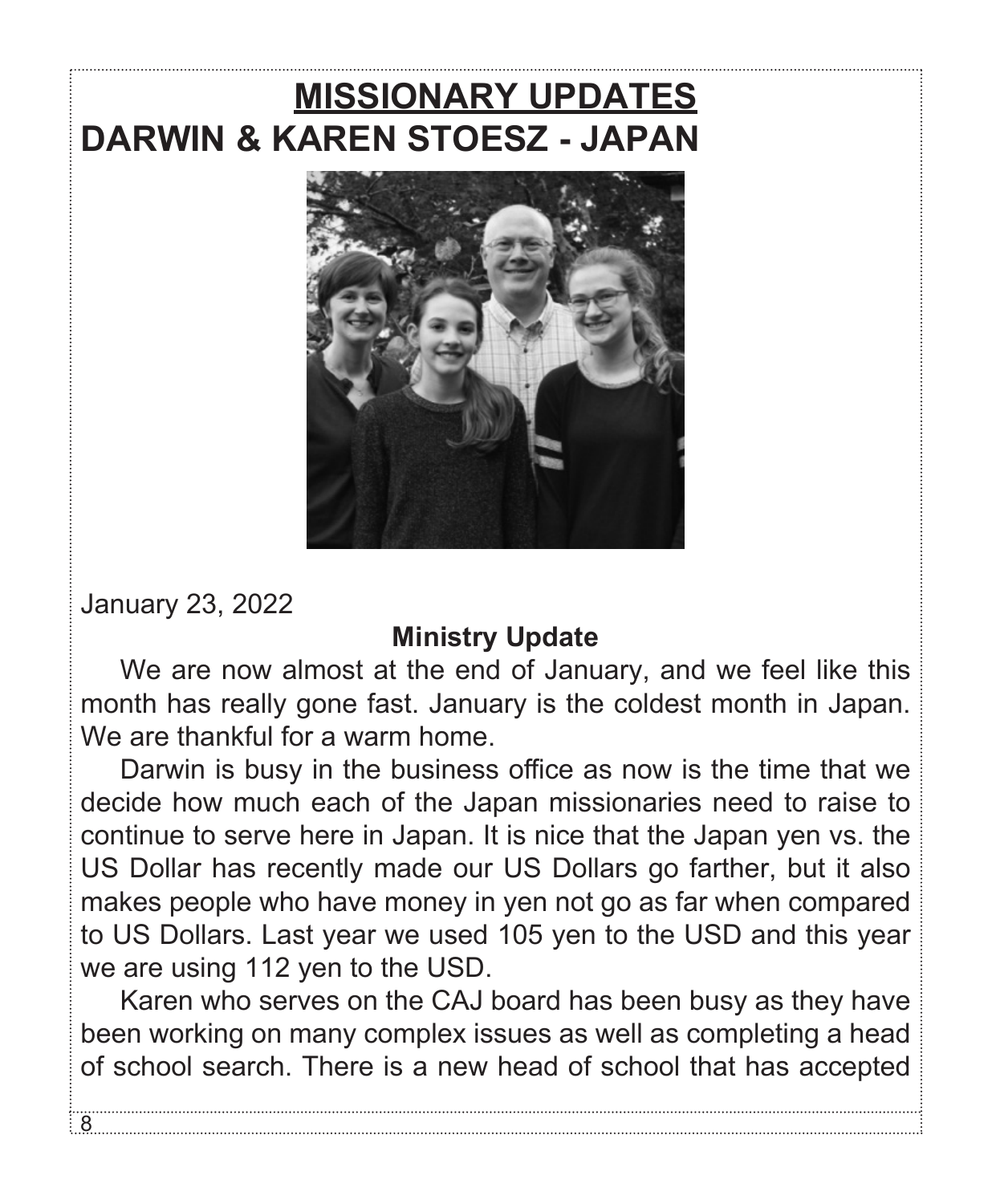# MISSIONARY UPDATES

## DARWIN & KAREN STOESZ - JAPAN

January 23, 2022

**Ministry Update**

We are now almost at the end of January, and we feel like this month has really gone fast. January is the coldest month in Japan. We are thankful for a warm home.

Darwin is busy in the business office as now is the time that we decide how much each of the Japan missionaries need to raise to continue to serve here in Japan. It is nice that the Japan yen vs. the US Dollar has recently made our US Dollars go farther, but it also makes people who have money in yen not go as far when compared to US Dollars. Last year we used 105 yen to the USD and this year we are using 112 yen to the USD.

Karen who serves on the CAJ board has been busy as they have been working on many complex issues as well as completing a head of school search. There is a new head of school that has accepted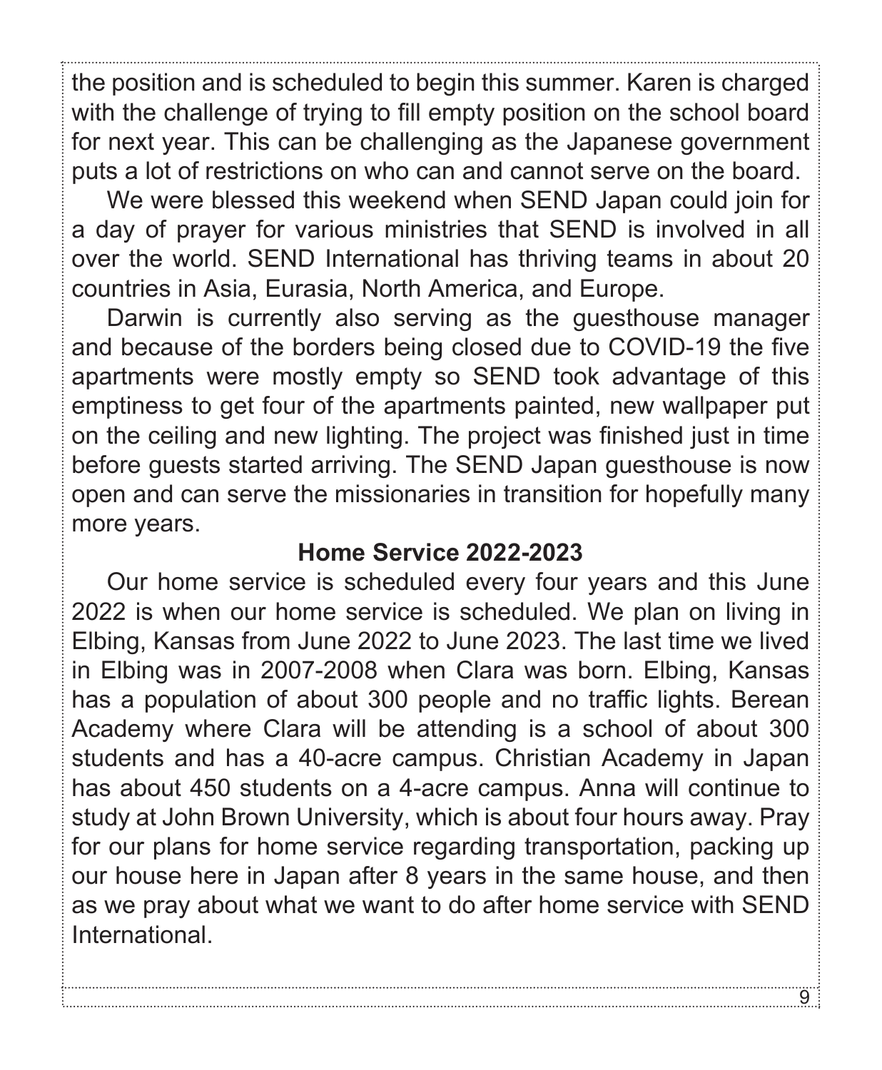the position and is scheduled to begin this summer. Karen is charged with the challenge of trying to fill empty position on the school board for next year. This can be challenging as the Japanese government puts a lot of restrictions on who can and cannot serve on the board.

We were blessed this weekend when SEND Japan could join for a day of prayer for various ministries that SEND is involved in all over the world. SEND International has thriving teams in about 20 countries in Asia, Eurasia, North America, and Europe.

Darwin is currently also serving as the guesthouse manager and because of the borders being closed due to COVID-19 the five apartments were mostly empty so SEND took advantage of this emptiness to get four of the apartments painted, new wallpaper put on the ceiling and new lighting. The project was finished just in time before guests started arriving. The SEND Japan guesthouse is now open and can serve the missionaries in transition for hopefully many more years.

## Home Service 2022-2023

Our home service is scheduled every four years and this June 2022 is when our home service is scheduled. We plan on living in Elbing, Kansas from June 2022 to June 2023. The last time we lived in Elbing was in 2007-2008 when Clara was born. Elbing, Kansas has a population of about 300 people and no traffic lights. Berean Academy where Clara will be attending is a school of about 300 students and has a 40-acre campus. Christian Academy in Japan has about 450 students on a 4-acre campus. Anna will continue to study at John Brown University, which is about four hours away. Pray for our plans for home service regarding transportation, packing up our house here in Japan after 8 years in the same house, and then as we pray about what we want to do after home service with SEND International.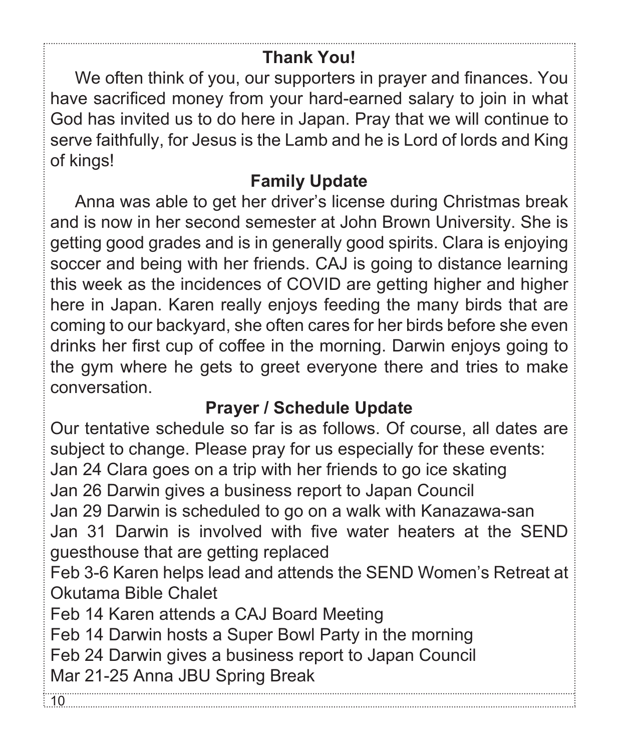## Thank You!

We often think of you, our supporters in prayer and finances. You have sacrificed money from your hard-earned salary to join in what God has invited us to do here in Japan. Pray that we will continue to serve faithfully, for Jesus is the Lamb and he is Lord of lords and King of kings!

## Family Update

Anna was able to get her driver's license during Christmas break and is now in her second semester at John Brown University. She is getting good grades and is in generally good spirits. Clara is enjoying soccer and being with her friends. CAJ is going to distance learning this week as the incidences of COVID are getting higher and higher here in Japan. Karen really enjoys feeding the many birds that are coming to our backyard, she often cares for her birds before she even drinks her first cup of coffee in the morning. Darwin enjoys going to the gym where he gets to greet everyone there and tries to make conversation.

## Prayer / Schedule Update

Our tentative schedule so far is as follows. Of course, all dates are subject to change. Please pray for us especially for these events:

Jan 24 Clara goes on a trip with her friends to go ice skating
Jan 26 Darwin gives a business report to Japan Council
Jan 29 Darwin is scheduled to go on a walk with Kanazawa-san
Jan 31 Darwin is involved with five water heaters at the SEND guesthouse that are getting replaced
Feb 3-6 Karen helps lead and attends the SEND Women's Retreat at Okutama Bible Chalet
Feb 14 Karen attends a CAJ Board Meeting
Feb 14 Darwin hosts a Super Bowl Party in the morning
Feb 24 Darwin gives a business report to Japan Council
Mar 21-25 Anna JBU Spring Break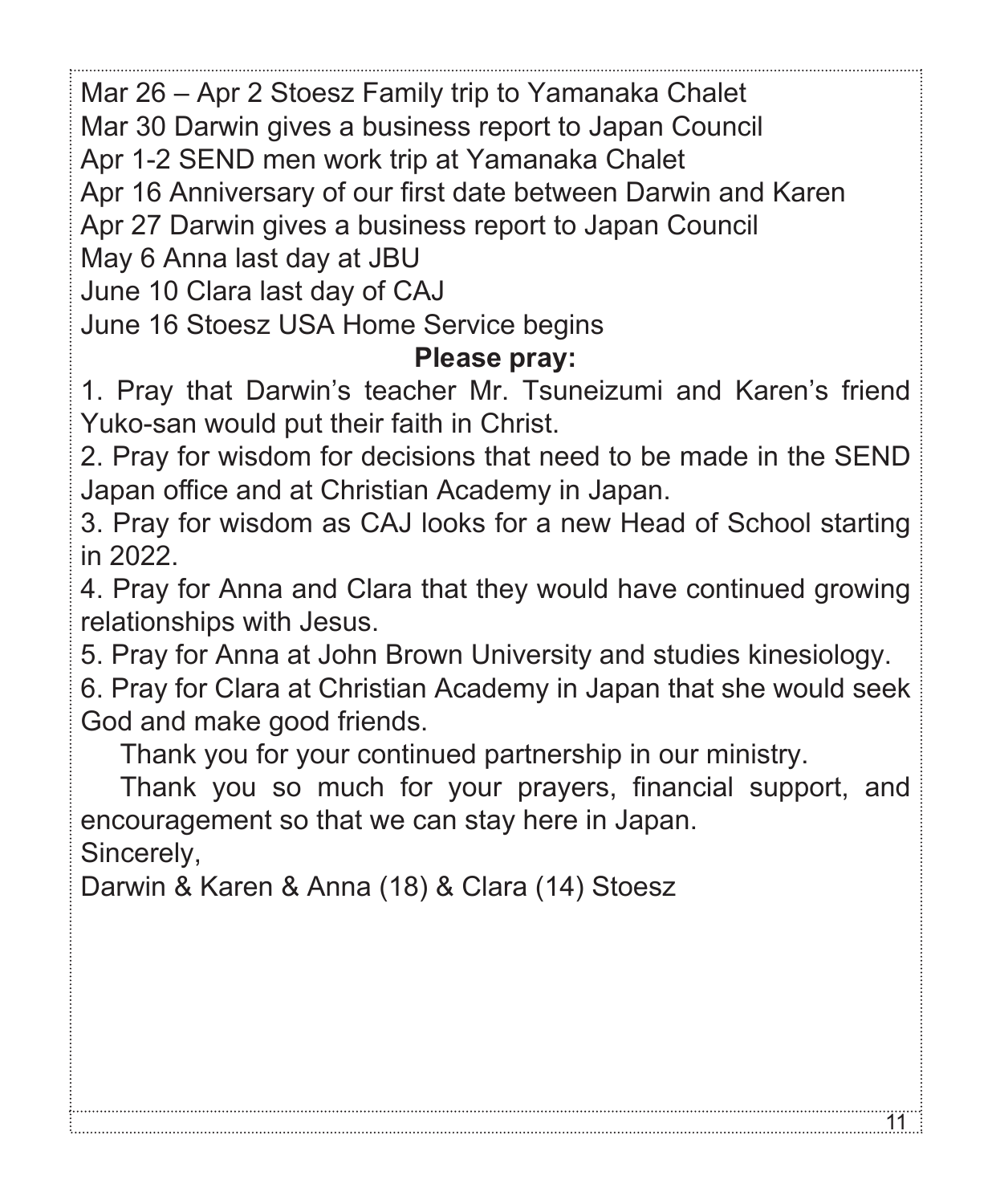Mar 26 – Apr 2 Stoesz Family trip to Yamanaka Chalet
Mar 30 Darwin gives a business report to Japan Council
Apr 1-2 SEND men work trip at Yamanaka Chalet
Apr 16 Anniversary of our first date between Darwin and Karen
Apr 27 Darwin gives a business report to Japan Council
May 6 Anna last day at JBU
June 10 Clara last day of CAJ
June 16 Stoesz USA Home Service begins

**Please pray:**

1. Pray that Darwin's teacher Mr. Tsuneizumi and Karen's friend Yuko-san would put their faith in Christ.
2. Pray for wisdom for decisions that need to be made in the SEND Japan office and at Christian Academy in Japan.
3. Pray for wisdom as CAJ looks for a new Head of School starting in 2022.
4. Pray for Anna and Clara that they would have continued growing relationships with Jesus.
5. Pray for Anna at John Brown University and studies kinesiology.
6. Pray for Clara at Christian Academy in Japan that she would seek God and make good friends.

Thank you for your continued partnership in our ministry.

Thank you so much for your prayers, financial support, and encouragement so that we can stay here in Japan.

Sincerely,
Darwin & Karen & Anna (18) & Clara (14) Stoesz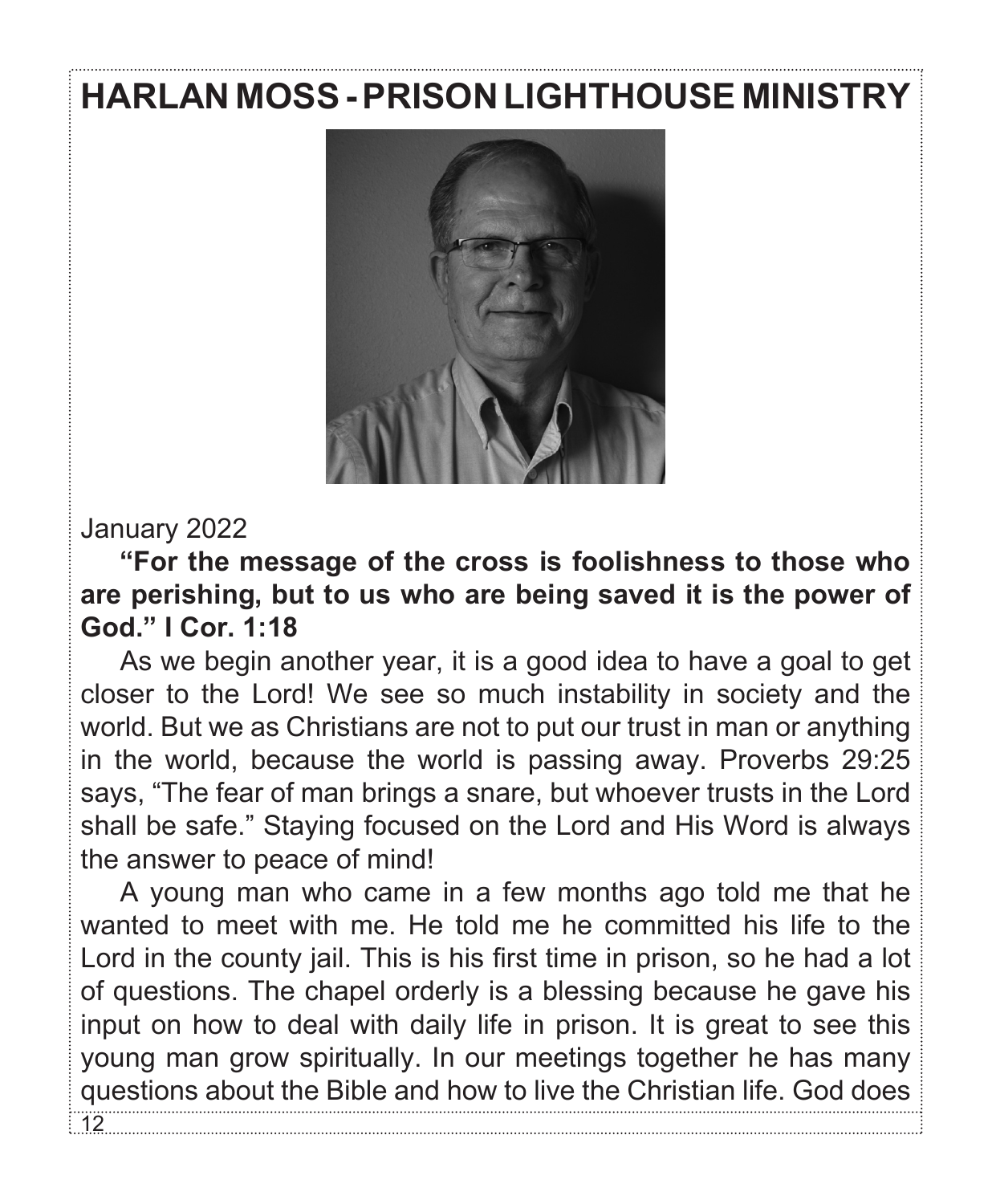# HARLAN MOSS - PRISON LIGHTHOUSE MINISTRY

January 2022

**"For the message of the cross is foolishness to those who are perishing, but to us who are being saved it is the power of God." I Cor. 1:18**

As we begin another year, it is a good idea to have a goal to get closer to the Lord! We see so much instability in society and the world. But we as Christians are not to put our trust in man or anything in the world, because the world is passing away. Proverbs 29:25 says, "The fear of man brings a snare, but whoever trusts in the Lord shall be safe." Staying focused on the Lord and His Word is always the answer to peace of mind!

A young man who came in a few months ago told me that he wanted to meet with me. He told me he committed his life to the Lord in the county jail. This is his first time in prison, so he had a lot of questions. The chapel orderly is a blessing because he gave his input on how to deal with daily life in prison. It is great to see this young man grow spiritually. In our meetings together he has many questions about the Bible and how to live the Christian life. God does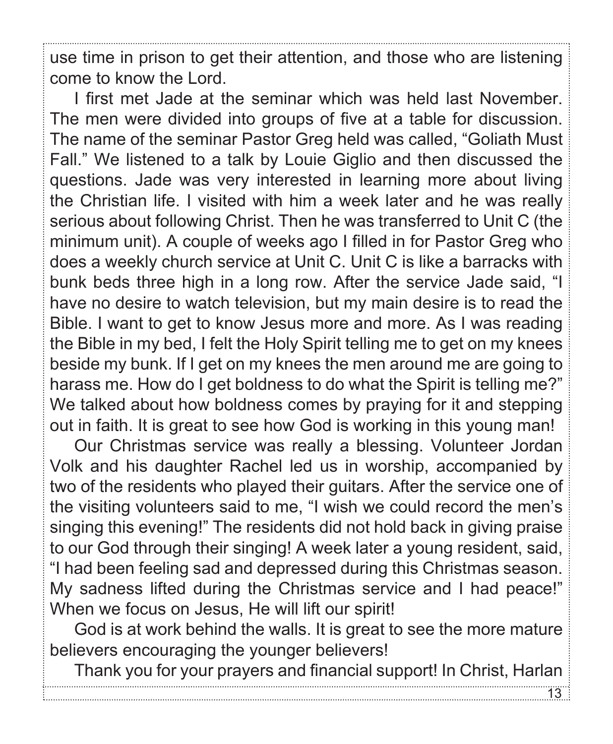use time in prison to get their attention, and those who are listening come to know the Lord.

I first met Jade at the seminar which was held last November. The men were divided into groups of five at a table for discussion. The name of the seminar Pastor Greg held was called, "Goliath Must Fall." We listened to a talk by Louie Giglio and then discussed the questions. Jade was very interested in learning more about living the Christian life. I visited with him a week later and he was really serious about following Christ. Then he was transferred to Unit C (the minimum unit). A couple of weeks ago I filled in for Pastor Greg who does a weekly church service at Unit C. Unit C is like a barracks with bunk beds three high in a long row. After the service Jade said, "I have no desire to watch television, but my main desire is to read the Bible. I want to get to know Jesus more and more. As I was reading the Bible in my bed, I felt the Holy Spirit telling me to get on my knees beside my bunk. If I get on my knees the men around me are going to harass me. How do I get boldness to do what the Spirit is telling me?" We talked about how boldness comes by praying for it and stepping out in faith. It is great to see how God is working in this young man!

Our Christmas service was really a blessing. Volunteer Jordan Volk and his daughter Rachel led us in worship, accompanied by two of the residents who played their guitars. After the service one of the visiting volunteers said to me, "I wish we could record the men's singing this evening!" The residents did not hold back in giving praise to our God through their singing! A week later a young resident, said, "I had been feeling sad and depressed during this Christmas season. My sadness lifted during the Christmas service and I had peace!" When we focus on Jesus, He will lift our spirit!

God is at work behind the walls. It is great to see the more mature believers encouraging the younger believers!

Thank you for your prayers and financial support! In Christ, Harlan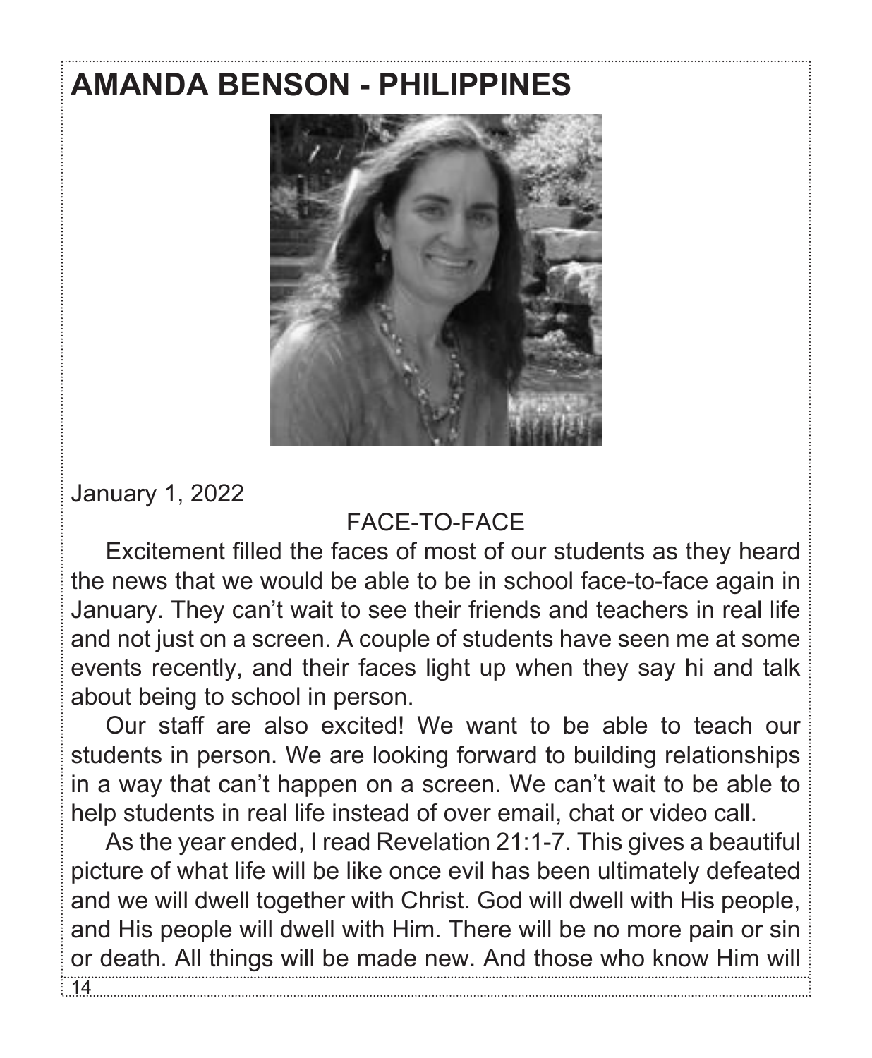# AMANDA BENSON - PHILIPPINES

January 1, 2022

FACE-TO-FACE

Excitement filled the faces of most of our students as they heard the news that we would be able to be in school face-to-face again in January. They can't wait to see their friends and teachers in real life and not just on a screen. A couple of students have seen me at some events recently, and their faces light up when they say hi and talk about being to school in person.

Our staff are also excited! We want to be able to teach our students in person. We are looking forward to building relationships in a way that can't happen on a screen. We can't wait to be able to help students in real life instead of over email, chat or video call.

As the year ended, I read Revelation 21:1-7. This gives a beautiful picture of what life will be like once evil has been ultimately defeated and we will dwell together with Christ. God will dwell with His people, and His people will dwell with Him. There will be no more pain or sin or death. All things will be made new. And those who know Him will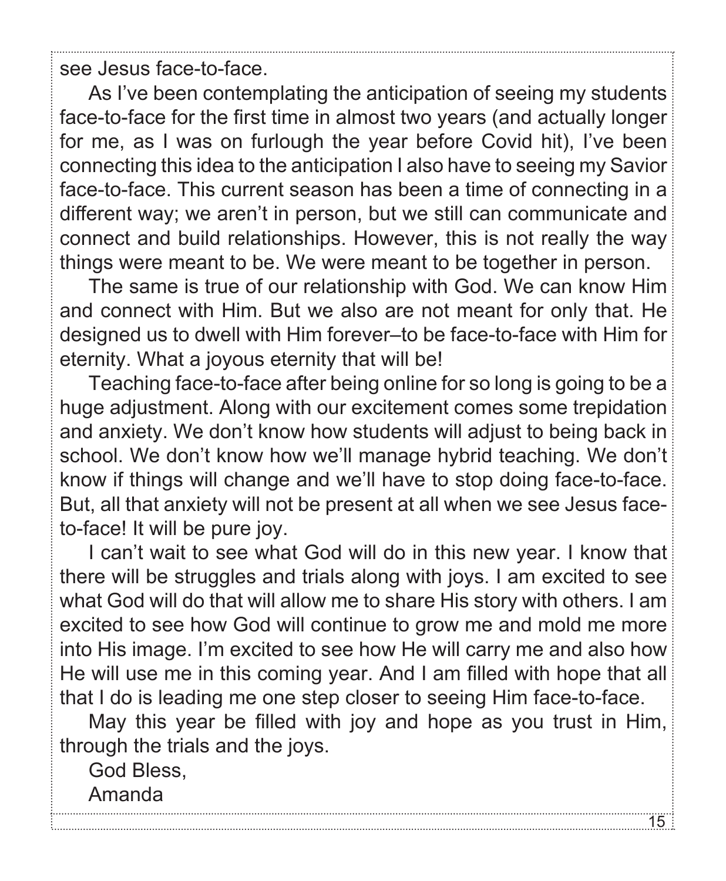see Jesus face-to-face.

As I've been contemplating the anticipation of seeing my students face-to-face for the first time in almost two years (and actually longer for me, as I was on furlough the year before Covid hit), I've been connecting this idea to the anticipation I also have to seeing my Savior face-to-face. This current season has been a time of connecting in a different way; we aren't in person, but we still can communicate and connect and build relationships. However, this is not really the way things were meant to be. We were meant to be together in person.

The same is true of our relationship with God. We can know Him and connect with Him. But we also are not meant for only that. He designed us to dwell with Him forever–to be face-to-face with Him for eternity. What a joyous eternity that will be!

Teaching face-to-face after being online for so long is going to be a huge adjustment. Along with our excitement comes some trepidation and anxiety. We don't know how students will adjust to being back in school. We don't know how we'll manage hybrid teaching. We don't know if things will change and we'll have to stop doing face-to-face. But, all that anxiety will not be present at all when we see Jesus face-to-face! It will be pure joy.

I can't wait to see what God will do in this new year. I know that there will be struggles and trials along with joys. I am excited to see what God will do that will allow me to share His story with others. I am excited to see how God will continue to grow me and mold me more into His image. I'm excited to see how He will carry me and also how He will use me in this coming year. And I am filled with hope that all that I do is leading me one step closer to seeing Him face-to-face.

May this year be filled with joy and hope as you trust in Him, through the trials and the joys.

God Bless,

Amanda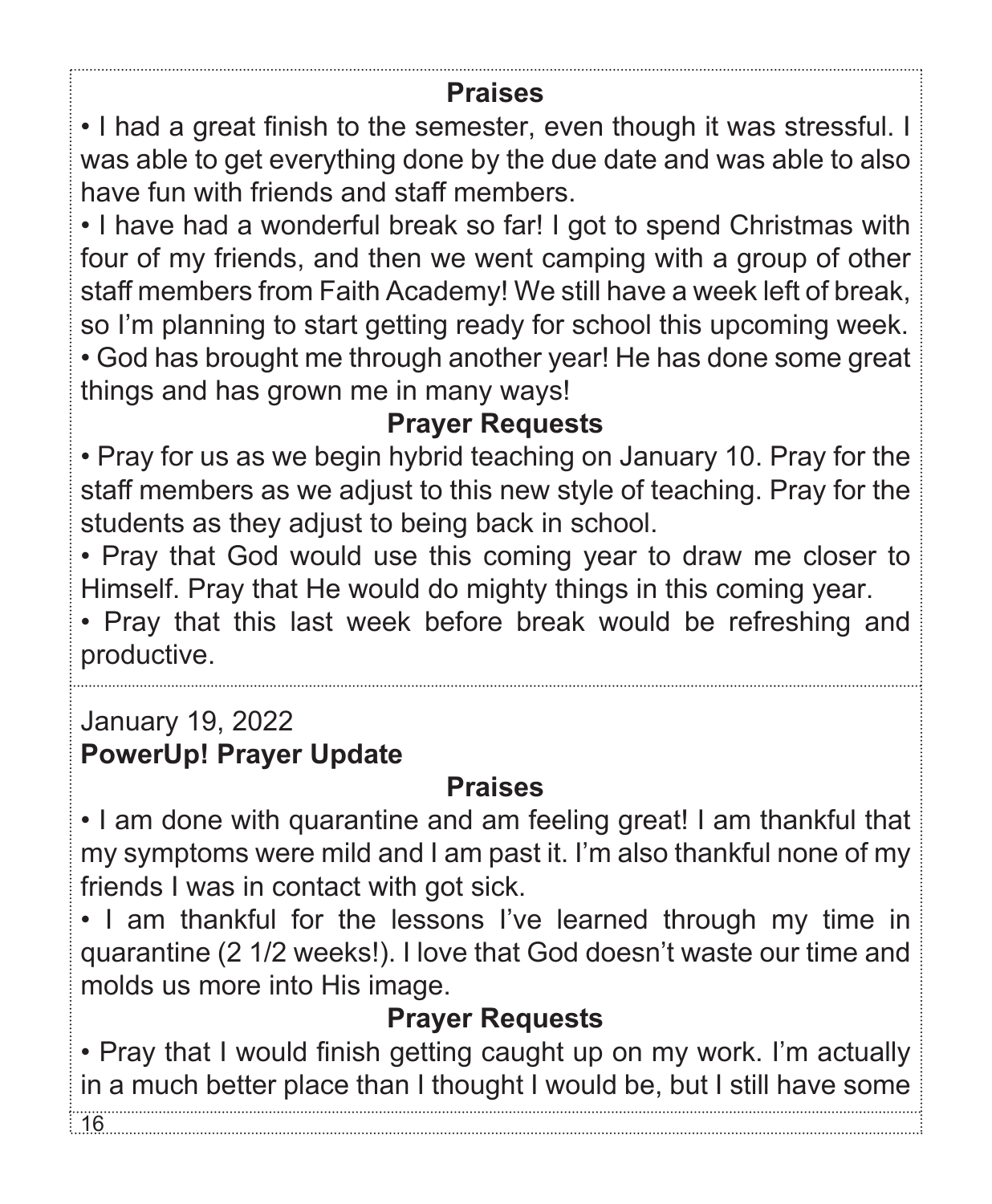### Praises

- I had a great finish to the semester, even though it was stressful. I was able to get everything done by the due date and was able to also have fun with friends and staff members.
- I have had a wonderful break so far! I got to spend Christmas with four of my friends, and then we went camping with a group of other staff members from Faith Academy! We still have a week left of break, so I'm planning to start getting ready for school this upcoming week.
- God has brought me through another year! He has done some great things and has grown me in many ways!

### Prayer Requests

- Pray for us as we begin hybrid teaching on January 10. Pray for the staff members as we adjust to this new style of teaching. Pray for the students as they adjust to being back in school.
- Pray that God would use this coming year to draw me closer to Himself. Pray that He would do mighty things in this coming year.
- Pray that this last week before break would be refreshing and productive.

---

January 19, 2022

**PowerUp! Prayer Update**

### Praises

- I am done with quarantine and am feeling great! I am thankful that my symptoms were mild and I am past it. I'm also thankful none of my friends I was in contact with got sick.
- I am thankful for the lessons I've learned through my time in quarantine (2 1/2 weeks!). I love that God doesn't waste our time and molds us more into His image.

### Prayer Requests

- Pray that I would finish getting caught up on my work. I'm actually in a much better place than I thought I would be, but I still have some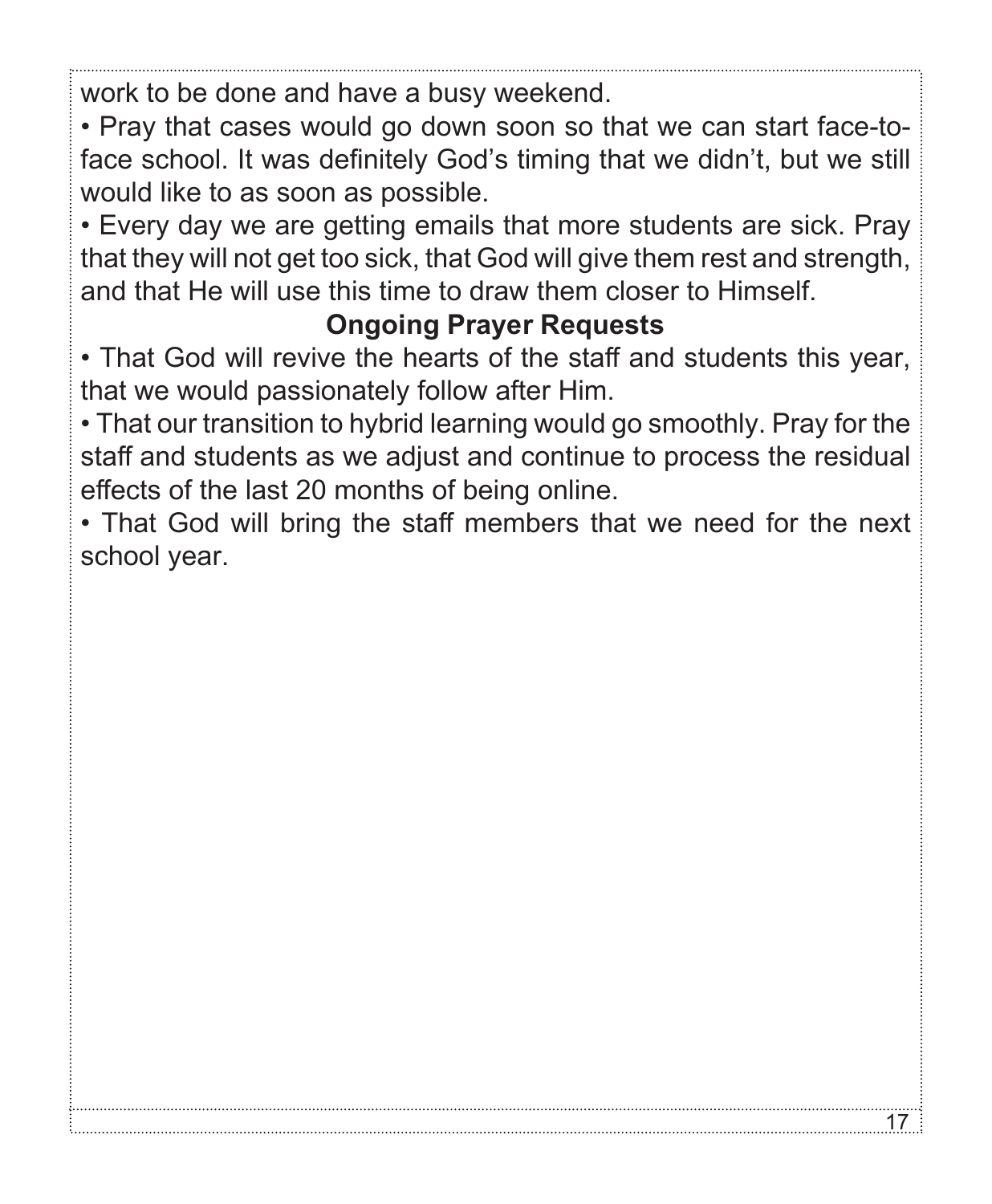work to be done and have a busy weekend.

- Pray that cases would go down soon so that we can start face-to-face school. It was definitely God's timing that we didn't, but we still would like to as soon as possible.
- Every day we are getting emails that more students are sick. Pray that they will not get too sick, that God will give them rest and strength, and that He will use this time to draw them closer to Himself.

**Ongoing Prayer Requests**

- That God will revive the hearts of the staff and students this year, that we would passionately follow after Him.
- That our transition to hybrid learning would go smoothly. Pray for the staff and students as we adjust and continue to process the residual effects of the last 20 months of being online.
- That God will bring the staff members that we need for the next school year.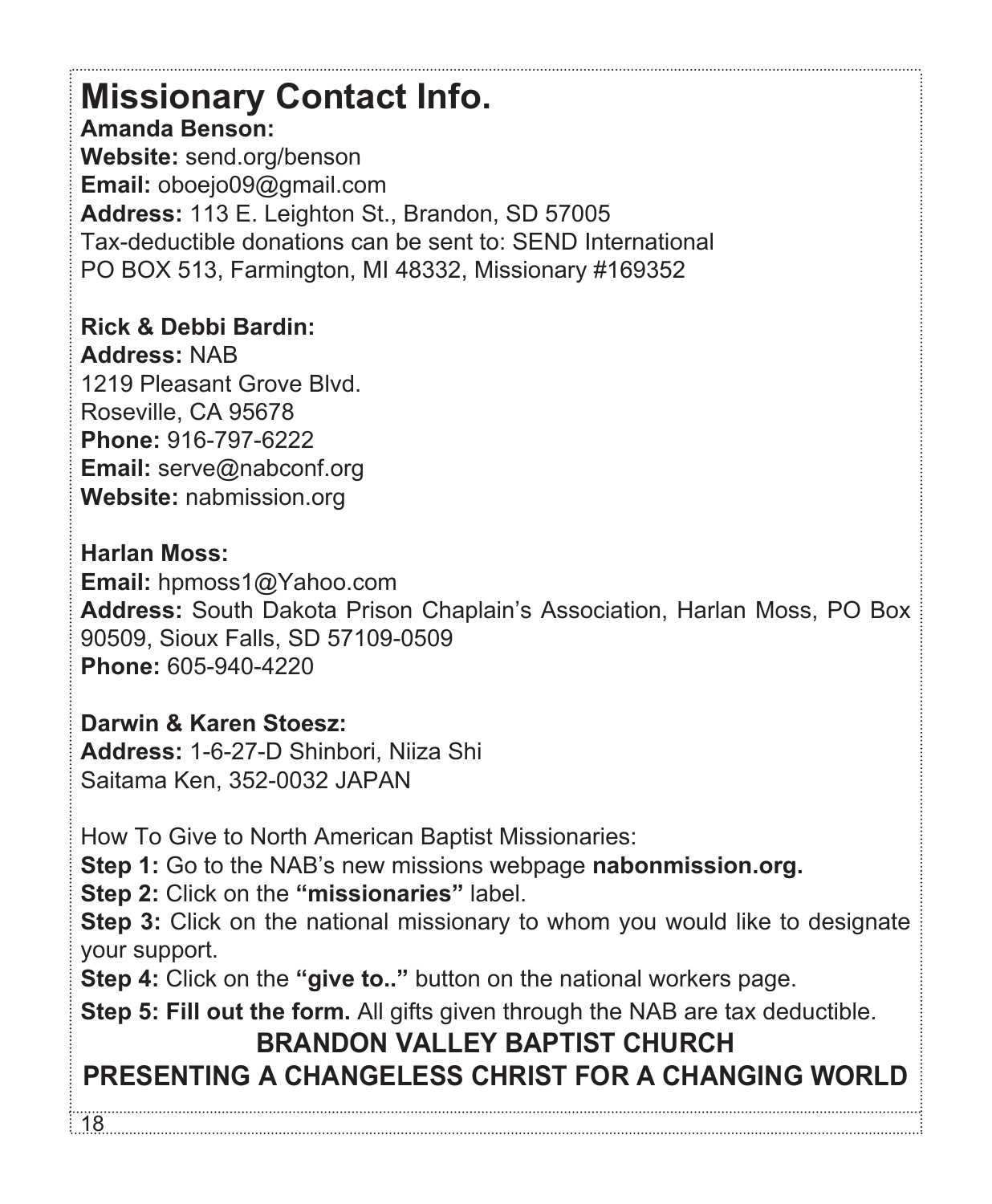# Missionary Contact Info.

**Amanda Benson:**
**Website:** send.org/benson
**Email:** oboejo09@gmail.com
**Address:** 113 E. Leighton St., Brandon, SD 57005
Tax-deductible donations can be sent to: SEND International
PO BOX 513, Farmington, MI 48332, Missionary #169352

**Rick & Debbi Bardin:**
**Address:** NAB
1219 Pleasant Grove Blvd.
Roseville, CA 95678
**Phone:** 916-797-6222
**Email:** serve@nabconf.org
**Website:** nabmission.org

**Harlan Moss:**
**Email:** hpmoss1@Yahoo.com
**Address:** South Dakota Prison Chaplain's Association, Harlan Moss, PO Box 90509, Sioux Falls, SD 57109-0509
**Phone:** 605-940-4220

**Darwin & Karen Stoesz:**
**Address:** 1-6-27-D Shinbori, Niiza Shi
Saitama Ken, 352-0032 JAPAN

How To Give to North American Baptist Missionaries:
**Step 1:** Go to the NAB's new missions webpage **nabonmission.org.**
**Step 2:** Click on the **"missionaries"** label.
**Step 3:** Click on the national missionary to whom you would like to designate your support.
**Step 4:** Click on the **"give to.."** button on the national workers page.
**Step 5: Fill out the form.** All gifts given through the NAB are tax deductible.

**BRANDON VALLEY BAPTIST CHURCH**
**PRESENTING A CHANGELESS CHRIST FOR A CHANGING WORLD**